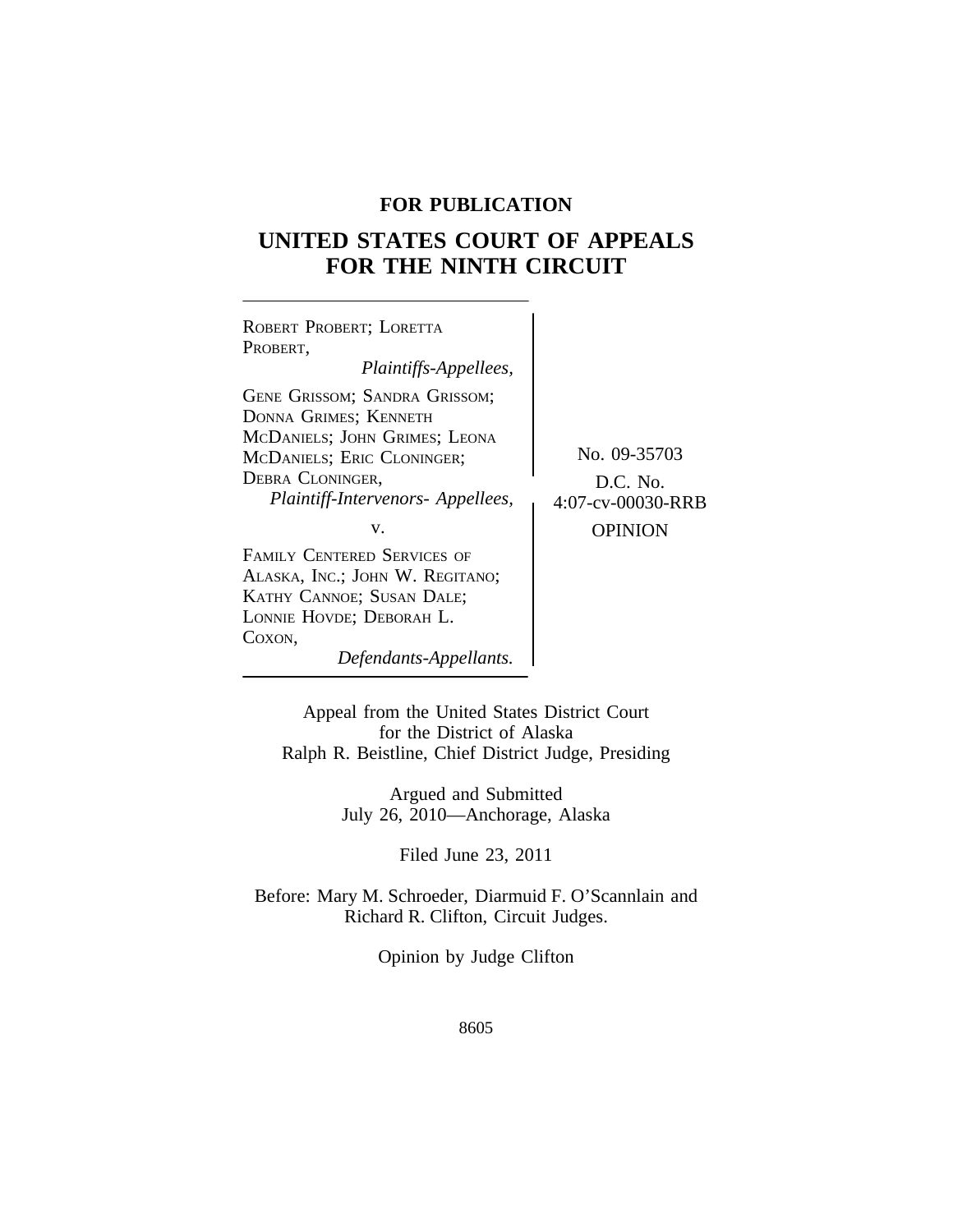**FOR PUBLICATION**

# UNITED STATES COURT OF APPEALS FOR THE NINTH CIRCUIT

ROBERT PROBERT; LORETTA PROBERT,
*Plaintiffs-Appellees,*

GENE GRISSOM; SANDRA GRISSOM; DONNA GRIMES; KENNETH MCDANIELS; JOHN GRIMES; LEONA MCDANIELS; ERIC CLONINGER; DEBRA CLONINGER,
*Plaintiff-Intervenors- Appellees,*

v.

FAMILY CENTERED SERVICES OF ALASKA, INC.; JOHN W. REGITANO; KATHY CANNOE; SUSAN DALE; LONNIE HOVDE; DEBORAH L. COXON,
*Defendants-Appellants.*

No. 09-35703

D.C. No. 4:07-cv-00030-RRB

OPINION

Appeal from the United States District Court for the District of Alaska
Ralph R. Beistline, Chief District Judge, Presiding

Argued and Submitted
July 26, 2010—Anchorage, Alaska

Filed June 23, 2011

Before: Mary M. Schroeder, Diarmuid F. O'Scannlain and Richard R. Clifton, Circuit Judges.

Opinion by Judge Clifton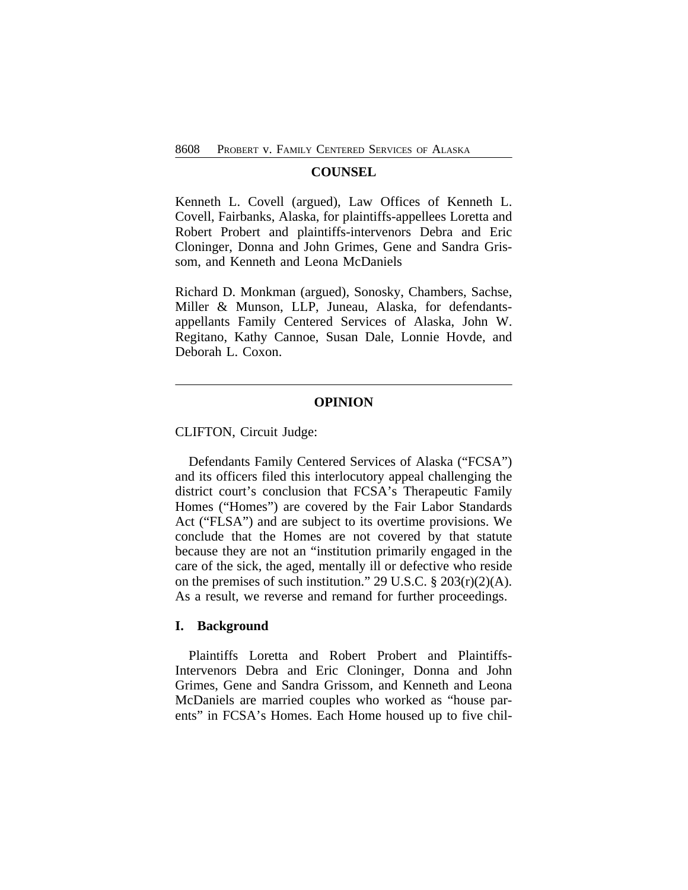## COUNSEL

Kenneth L. Covell (argued), Law Offices of Kenneth L. Covell, Fairbanks, Alaska, for plaintiffs-appellees Loretta and Robert Probert and plaintiffs-intervenors Debra and Eric Cloninger, Donna and John Grimes, Gene and Sandra Grissom, and Kenneth and Leona McDaniels

Richard D. Monkman (argued), Sonosky, Chambers, Sachse, Miller & Munson, LLP, Juneau, Alaska, for defendants-appellants Family Centered Services of Alaska, John W. Regitano, Kathy Cannoe, Susan Dale, Lonnie Hovde, and Deborah L. Coxon.

---

## OPINION

CLIFTON, Circuit Judge:

Defendants Family Centered Services of Alaska ("FCSA") and its officers filed this interlocutory appeal challenging the district court's conclusion that FCSA's Therapeutic Family Homes ("Homes") are covered by the Fair Labor Standards Act ("FLSA") and are subject to its overtime provisions. We conclude that the Homes are not covered by that statute because they are not an "institution primarily engaged in the care of the sick, the aged, mentally ill or defective who reside on the premises of such institution." 29 U.S.C. § 203(r)(2)(A). As a result, we reverse and remand for further proceedings.

### I. Background

Plaintiffs Loretta and Robert Probert and Plaintiffs-Intervenors Debra and Eric Cloninger, Donna and John Grimes, Gene and Sandra Grissom, and Kenneth and Leona McDaniels are married couples who worked as "house parents" in FCSA's Homes. Each Home housed up to five chil-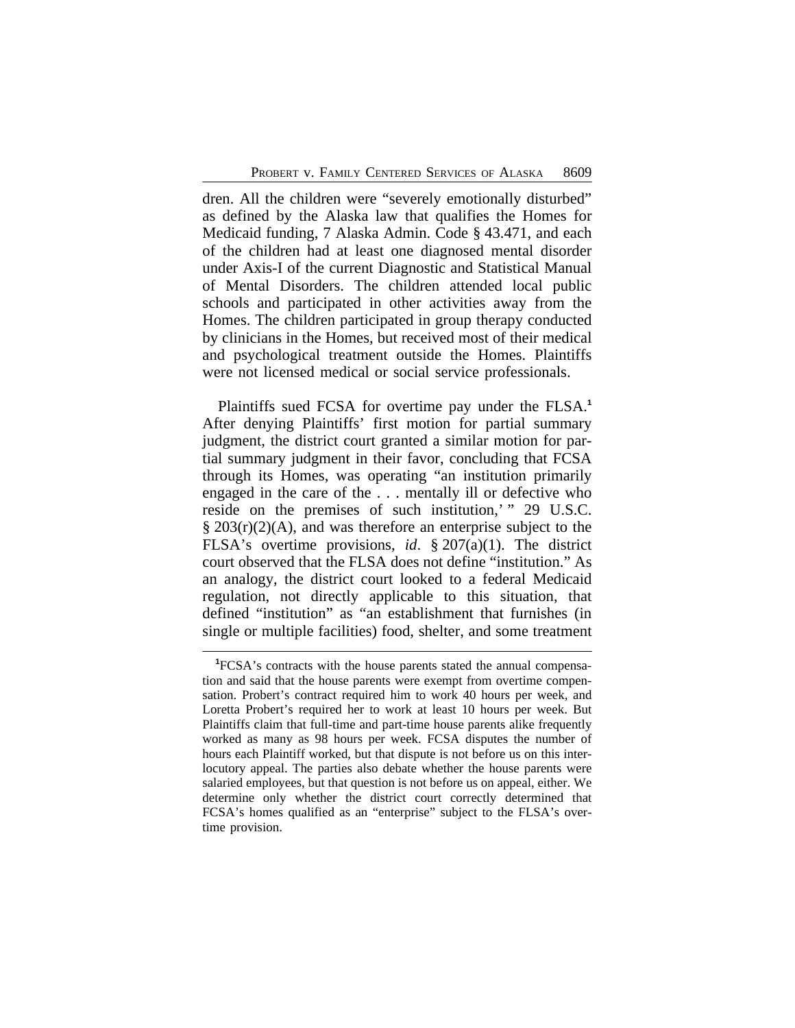dren. All the children were "severely emotionally disturbed" as defined by the Alaska law that qualifies the Homes for Medicaid funding, 7 Alaska Admin. Code § 43.471, and each of the children had at least one diagnosed mental disorder under Axis-I of the current Diagnostic and Statistical Manual of Mental Disorders. The children attended local public schools and participated in other activities away from the Homes. The children participated in group therapy conducted by clinicians in the Homes, but received most of their medical and psychological treatment outside the Homes. Plaintiffs were not licensed medical or social service professionals.

Plaintiffs sued FCSA for overtime pay under the FLSA.[1] After denying Plaintiffs' first motion for partial summary judgment, the district court granted a similar motion for partial summary judgment in their favor, concluding that FCSA through its Homes, was operating "an institution primarily engaged in the care of the . . . mentally ill or defective who reside on the premises of such institution,' " 29 U.S.C. § 203(r)(2)(A), and was therefore an enterprise subject to the FLSA's overtime provisions, *id*. § 207(a)(1). The district court observed that the FLSA does not define "institution." As an analogy, the district court looked to a federal Medicaid regulation, not directly applicable to this situation, that defined "institution" as "an establishment that furnishes (in single or multiple facilities) food, shelter, and some treatment

---

[1]FCSA's contracts with the house parents stated the annual compensation and said that the house parents were exempt from overtime compensation. Probert's contract required him to work 40 hours per week, and Loretta Probert's required her to work at least 10 hours per week. But Plaintiffs claim that full-time and part-time house parents alike frequently worked as many as 98 hours per week. FCSA disputes the number of hours each Plaintiff worked, but that dispute is not before us on this interlocutory appeal. The parties also debate whether the house parents were salaried employees, but that question is not before us on appeal, either. We determine only whether the district court correctly determined that FCSA's homes qualified as an "enterprise" subject to the FLSA's overtime provision.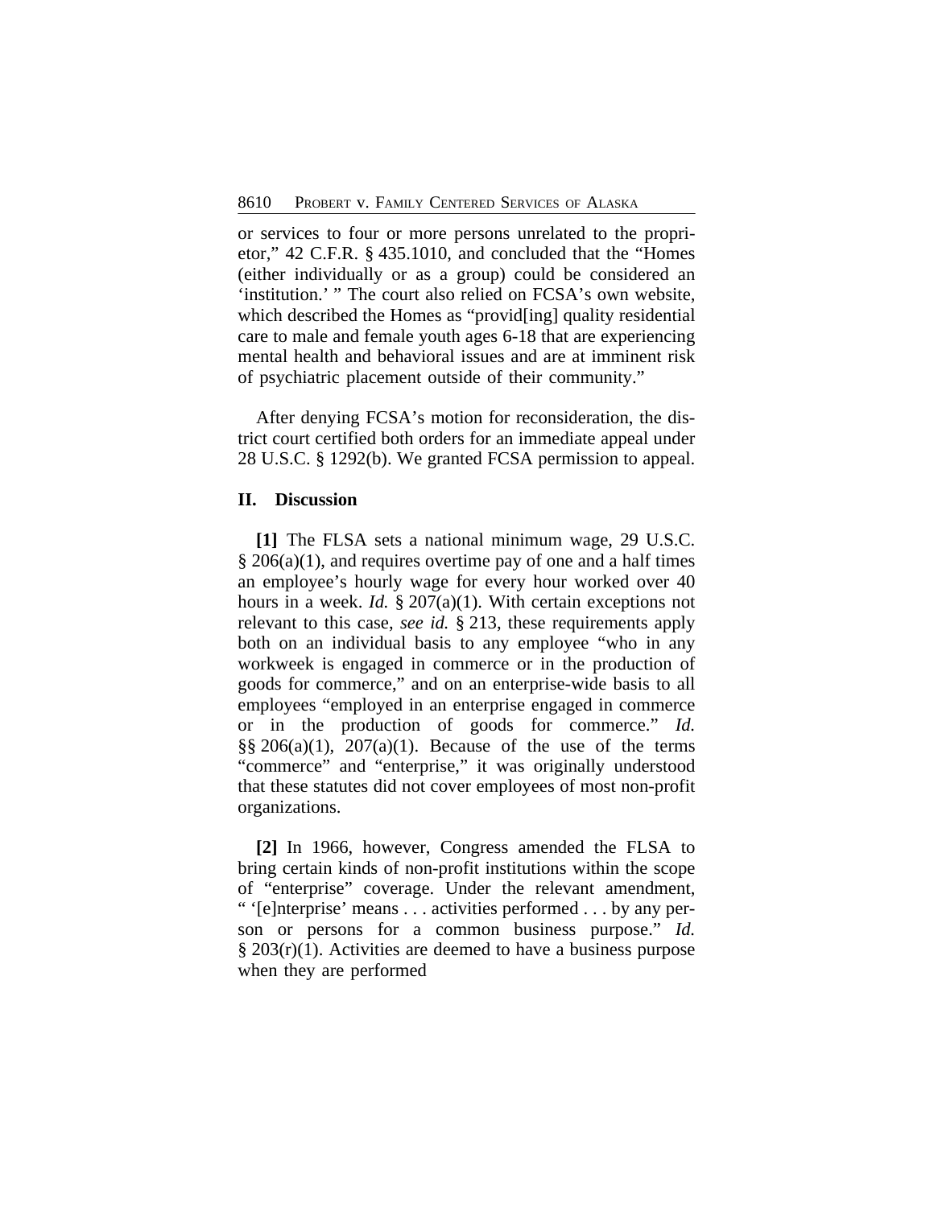or services to four or more persons unrelated to the proprietor," 42 C.F.R. § 435.1010, and concluded that the "Homes (either individually or as a group) could be considered an 'institution.' " The court also relied on FCSA's own website, which described the Homes as "provid[ing] quality residential care to male and female youth ages 6-18 that are experiencing mental health and behavioral issues and are at imminent risk of psychiatric placement outside of their community."

After denying FCSA's motion for reconsideration, the district court certified both orders for an immediate appeal under 28 U.S.C. § 1292(b). We granted FCSA permission to appeal.

## II. Discussion

**[1]** The FLSA sets a national minimum wage, 29 U.S.C. § 206(a)(1), and requires overtime pay of one and a half times an employee's hourly wage for every hour worked over 40 hours in a week. *Id.* § 207(a)(1). With certain exceptions not relevant to this case, *see id.* § 213, these requirements apply both on an individual basis to any employee "who in any workweek is engaged in commerce or in the production of goods for commerce," and on an enterprise-wide basis to all employees "employed in an enterprise engaged in commerce or in the production of goods for commerce." *Id.* §§ 206(a)(1), 207(a)(1). Because of the use of the terms "commerce" and "enterprise," it was originally understood that these statutes did not cover employees of most non-profit organizations.

**[2]** In 1966, however, Congress amended the FLSA to bring certain kinds of non-profit institutions within the scope of "enterprise" coverage. Under the relevant amendment, " '[e]nterprise' means . . . activities performed . . . by any person or persons for a common business purpose." *Id.* § 203(r)(1). Activities are deemed to have a business purpose when they are performed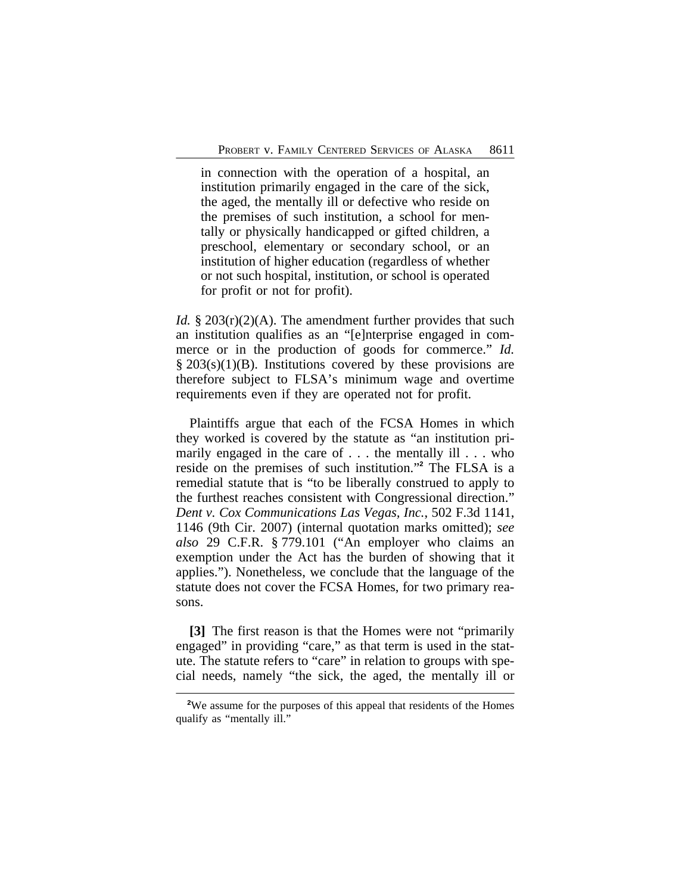> in connection with the operation of a hospital, an institution primarily engaged in the care of the sick, the aged, the mentally ill or defective who reside on the premises of such institution, a school for mentally or physically handicapped or gifted children, a preschool, elementary or secondary school, or an institution of higher education (regardless of whether or not such hospital, institution, or school is operated for profit or not for profit).

*Id.* § 203(r)(2)(A). The amendment further provides that such an institution qualifies as an "[e]nterprise engaged in commerce or in the production of goods for commerce." *Id.* § 203(s)(1)(B). Institutions covered by these provisions are therefore subject to FLSA's minimum wage and overtime requirements even if they are operated not for profit.

Plaintiffs argue that each of the FCSA Homes in which they worked is covered by the statute as "an institution primarily engaged in the care of . . . the mentally ill . . . who reside on the premises of such institution."[2] The FLSA is a remedial statute that is "to be liberally construed to apply to the furthest reaches consistent with Congressional direction." *Dent v. Cox Communications Las Vegas, Inc.*, 502 F.3d 1141, 1146 (9th Cir. 2007) (internal quotation marks omitted); *see also* 29 C.F.R. § 779.101 ("An employer who claims an exemption under the Act has the burden of showing that it applies."). Nonetheless, we conclude that the language of the statute does not cover the FCSA Homes, for two primary reasons.

**[3]** The first reason is that the Homes were not "primarily engaged" in providing "care," as that term is used in the statute. The statute refers to "care" in relation to groups with special needs, namely "the sick, the aged, the mentally ill or

---

[2] We assume for the purposes of this appeal that residents of the Homes qualify as "mentally ill."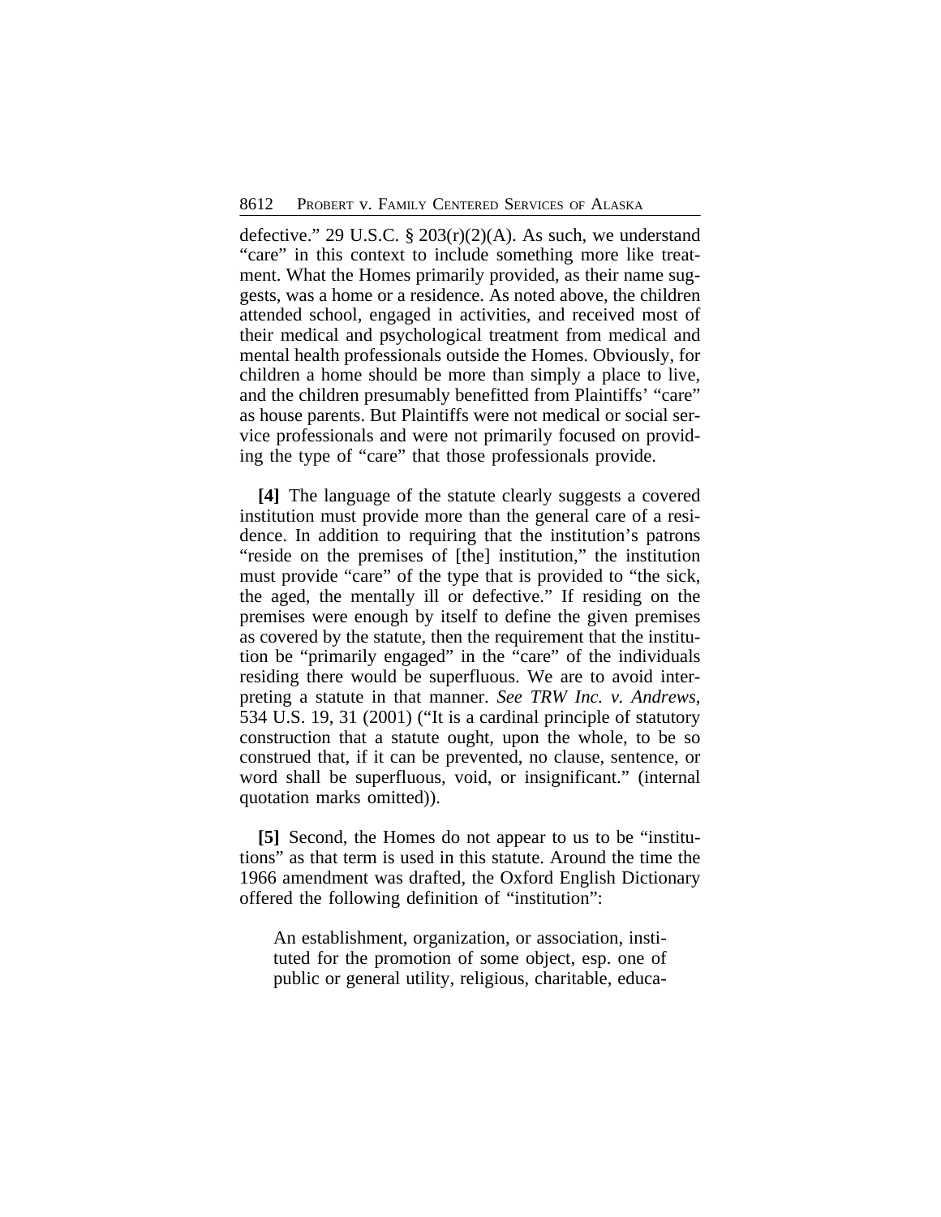defective." 29 U.S.C. § 203(r)(2)(A). As such, we understand "care" in this context to include something more like treatment. What the Homes primarily provided, as their name suggests, was a home or a residence. As noted above, the children attended school, engaged in activities, and received most of their medical and psychological treatment from medical and mental health professionals outside the Homes. Obviously, for children a home should be more than simply a place to live, and the children presumably benefitted from Plaintiffs' "care" as house parents. But Plaintiffs were not medical or social service professionals and were not primarily focused on providing the type of "care" that those professionals provide.

**[4]** The language of the statute clearly suggests a covered institution must provide more than the general care of a residence. In addition to requiring that the institution's patrons "reside on the premises of [the] institution," the institution must provide "care" of the type that is provided to "the sick, the aged, the mentally ill or defective." If residing on the premises were enough by itself to define the given premises as covered by the statute, then the requirement that the institution be "primarily engaged" in the "care" of the individuals residing there would be superfluous. We are to avoid interpreting a statute in that manner. *See TRW Inc. v. Andrews*, 534 U.S. 19, 31 (2001) ("It is a cardinal principle of statutory construction that a statute ought, upon the whole, to be so construed that, if it can be prevented, no clause, sentence, or word shall be superfluous, void, or insignificant." (internal quotation marks omitted)).

**[5]** Second, the Homes do not appear to us to be "institutions" as that term is used in this statute. Around the time the 1966 amendment was drafted, the Oxford English Dictionary offered the following definition of "institution":

> An establishment, organization, or association, instituted for the promotion of some object, esp. one of public or general utility, religious, charitable, educa-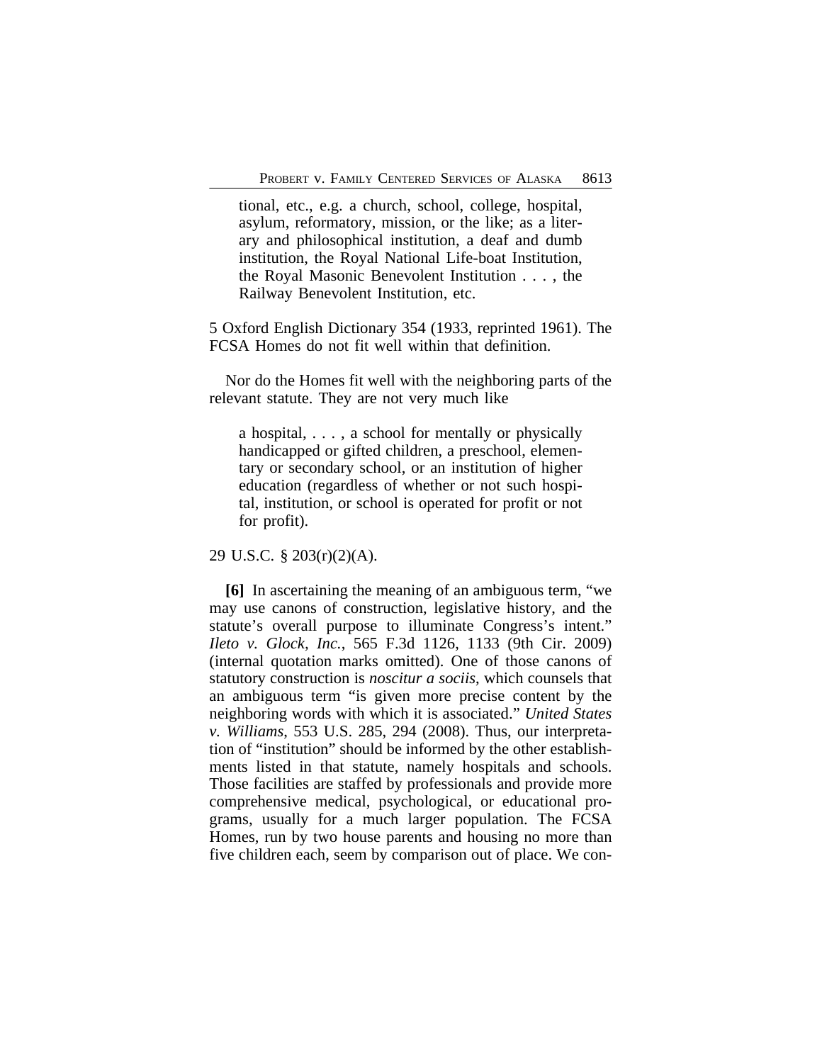> tional, etc., e.g. a church, school, college, hospital, asylum, reformatory, mission, or the like; as a literary and philosophical institution, a deaf and dumb institution, the Royal National Life-boat Institution, the Royal Masonic Benevolent Institution . . . , the Railway Benevolent Institution, etc.

5 Oxford English Dictionary 354 (1933, reprinted 1961). The FCSA Homes do not fit well within that definition.

Nor do the Homes fit well with the neighboring parts of the relevant statute. They are not very much like

> a hospital, . . . , a school for mentally or physically handicapped or gifted children, a preschool, elementary or secondary school, or an institution of higher education (regardless of whether or not such hospital, institution, or school is operated for profit or not for profit).

29 U.S.C. § 203(r)(2)(A).

**[6]** In ascertaining the meaning of an ambiguous term, "we may use canons of construction, legislative history, and the statute's overall purpose to illuminate Congress's intent." *Ileto v. Glock, Inc.*, 565 F.3d 1126, 1133 (9th Cir. 2009) (internal quotation marks omitted). One of those canons of statutory construction is *noscitur a sociis*, which counsels that an ambiguous term "is given more precise content by the neighboring words with which it is associated." *United States v. Williams*, 553 U.S. 285, 294 (2008). Thus, our interpretation of "institution" should be informed by the other establishments listed in that statute, namely hospitals and schools. Those facilities are staffed by professionals and provide more comprehensive medical, psychological, or educational programs, usually for a much larger population. The FCSA Homes, run by two house parents and housing no more than five children each, seem by comparison out of place. We con-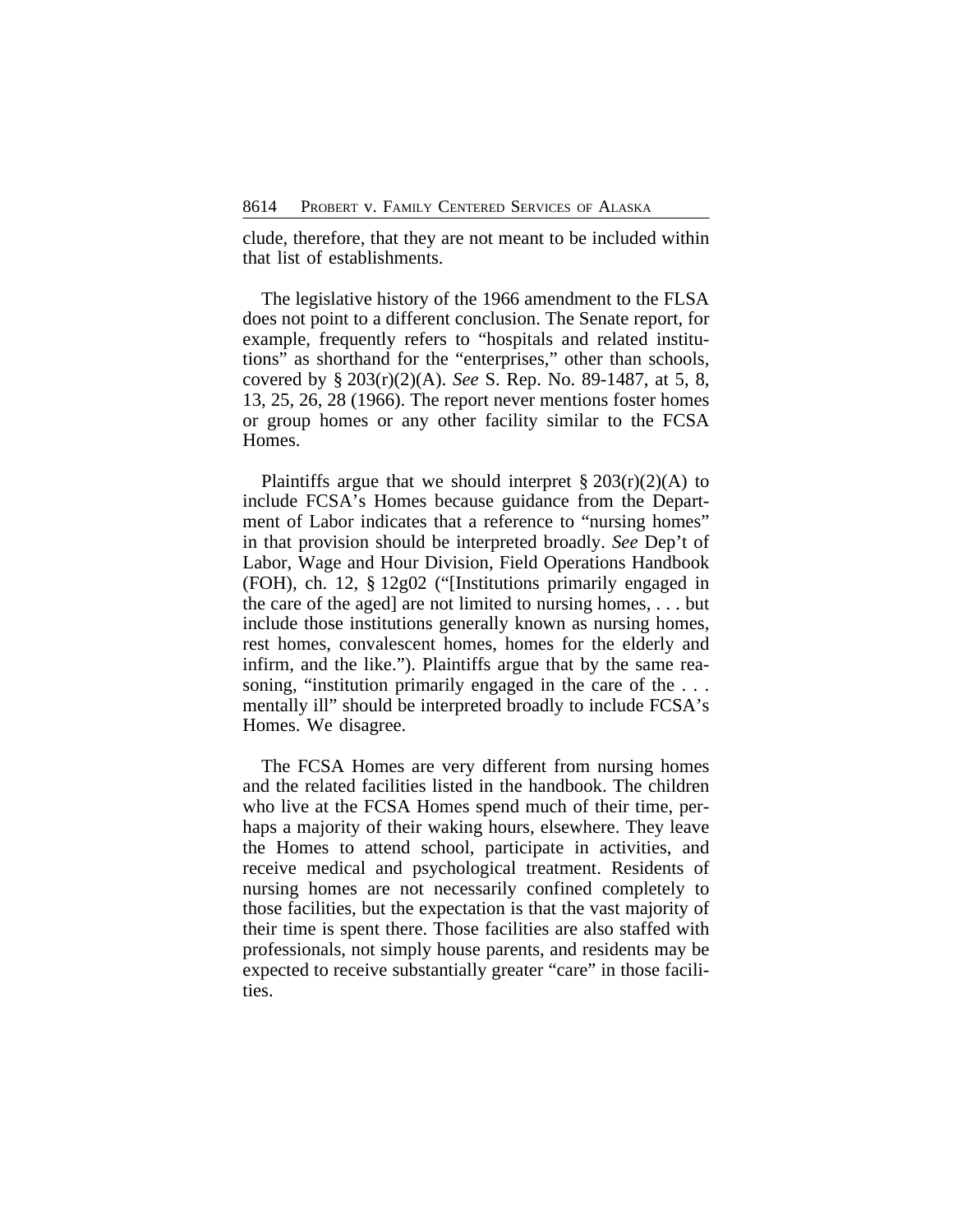clude, therefore, that they are not meant to be included within that list of establishments.

The legislative history of the 1966 amendment to the FLSA does not point to a different conclusion. The Senate report, for example, frequently refers to "hospitals and related institutions" as shorthand for the "enterprises," other than schools, covered by § 203(r)(2)(A). *See* S. Rep. No. 89-1487, at 5, 8, 13, 25, 26, 28 (1966). The report never mentions foster homes or group homes or any other facility similar to the FCSA Homes.

Plaintiffs argue that we should interpret § 203(r)(2)(A) to include FCSA's Homes because guidance from the Department of Labor indicates that a reference to "nursing homes" in that provision should be interpreted broadly. *See* Dep't of Labor, Wage and Hour Division, Field Operations Handbook (FOH), ch. 12, § 12g02 ("[Institutions primarily engaged in the care of the aged] are not limited to nursing homes, . . . but include those institutions generally known as nursing homes, rest homes, convalescent homes, homes for the elderly and infirm, and the like."). Plaintiffs argue that by the same reasoning, "institution primarily engaged in the care of the . . . mentally ill" should be interpreted broadly to include FCSA's Homes. We disagree.

The FCSA Homes are very different from nursing homes and the related facilities listed in the handbook. The children who live at the FCSA Homes spend much of their time, perhaps a majority of their waking hours, elsewhere. They leave the Homes to attend school, participate in activities, and receive medical and psychological treatment. Residents of nursing homes are not necessarily confined completely to those facilities, but the expectation is that the vast majority of their time is spent there. Those facilities are also staffed with professionals, not simply house parents, and residents may be expected to receive substantially greater "care" in those facilities.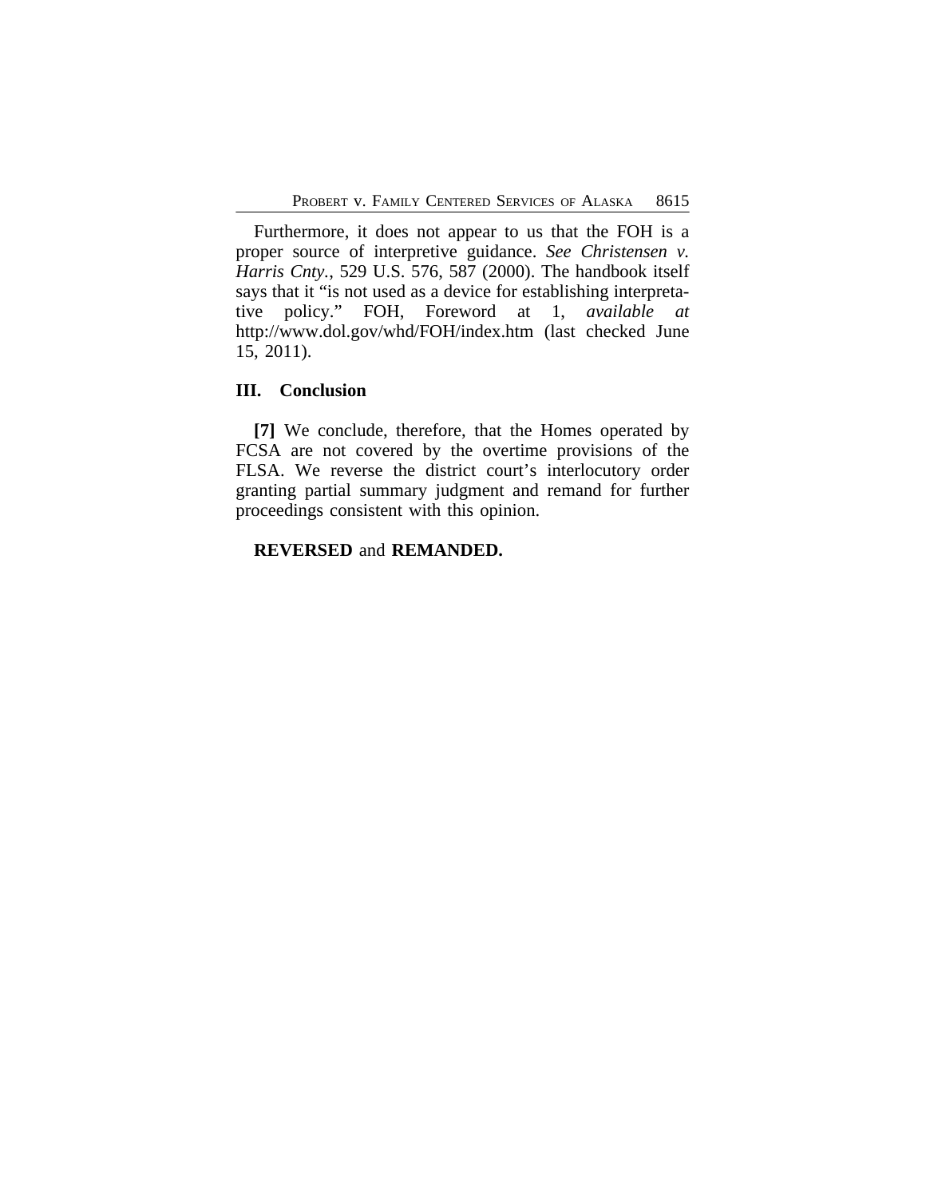Furthermore, it does not appear to us that the FOH is a proper source of interpretive guidance. *See Christensen v. Harris Cnty.*, 529 U.S. 576, 587 (2000). The handbook itself says that it "is not used as a device for establishing interpretative policy." FOH, Foreword at 1, *available at* http://www.dol.gov/whd/FOH/index.htm (last checked June 15, 2011).

## III. Conclusion

**[7]** We conclude, therefore, that the Homes operated by FCSA are not covered by the overtime provisions of the FLSA. We reverse the district court's interlocutory order granting partial summary judgment and remand for further proceedings consistent with this opinion.

**REVERSED** and **REMANDED.**